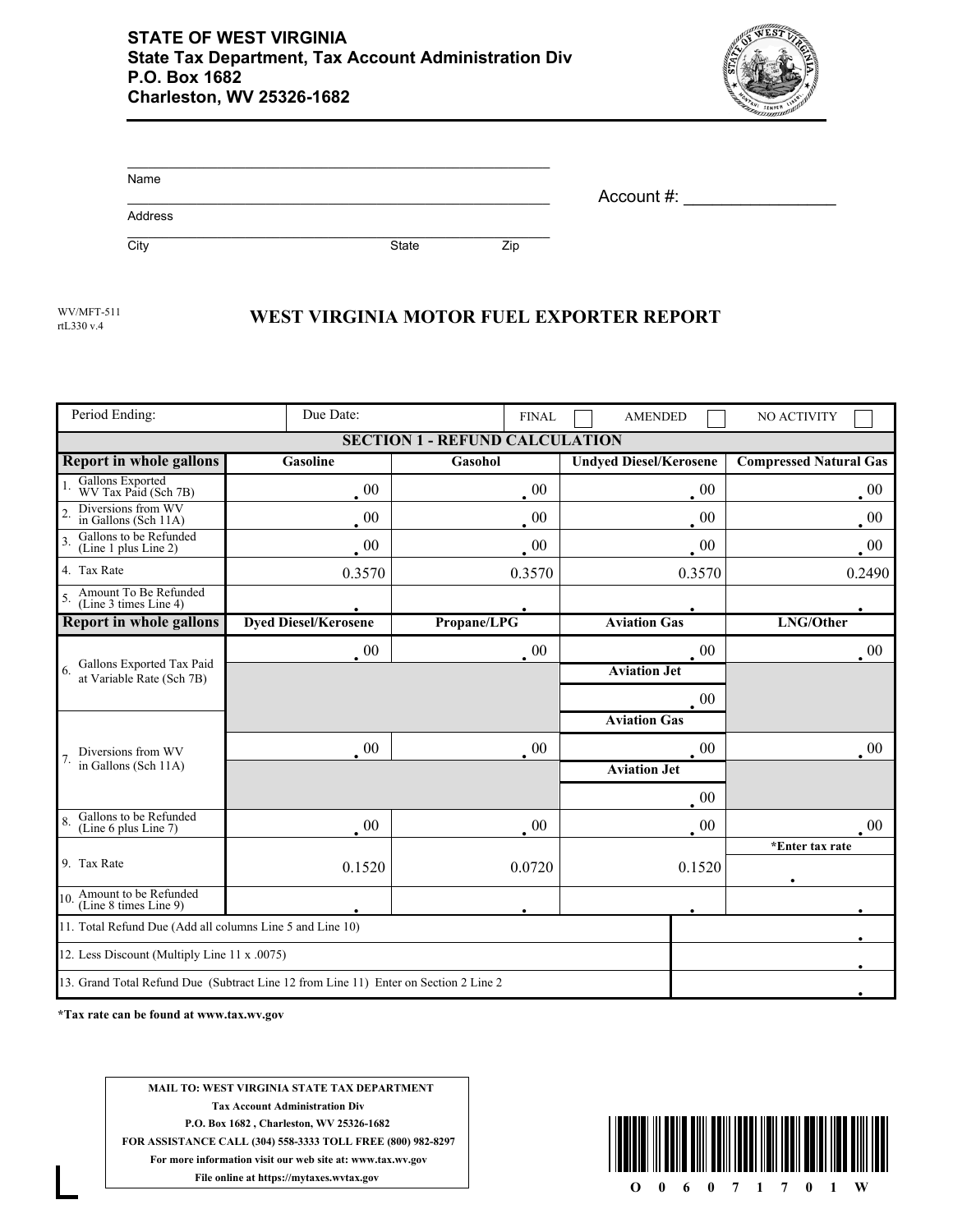**STATE OF WEST VIRGINIA**
**State Tax Department, Tax Account Administration Div**
**P.O. Box 1682**
**Charleston, WV 25326-1682**

Name

Address

City State Zip

Account #: ________________

WV/MFT-511
rtL330 v.4

# WEST VIRGINIA MOTOR FUEL EXPORTER REPORT

| Period Ending: | Due Date: | FINAL ☐ | AMENDED ☐ | NO ACTIVITY ☐ |
|---|---|---|---|---|

**SECTION 1 - REFUND CALCULATION**

| Report in whole gallons | Gasoline | Gasohol | Undyed Diesel/Kerosene | Compressed Natural Gas |
|---|---|---|---|---|
| 1. Gallons Exported WV Tax Paid (Sch 7B) | .00 | .00 | .00 | .00 |
| 2. Diversions from WV in Gallons (Sch 11A) | .00 | .00 | .00 | .00 |
| 3. Gallons to be Refunded (Line 1 plus Line 2) | .00 | .00 | .00 | .00 |
| 4. Tax Rate | 0.3570 | 0.3570 | 0.3570 | 0.2490 |
| 5. Amount To Be Refunded (Line 3 times Line 4) | . | . | . | . |
| **Report in whole gallons** | **Dyed Diesel/Kerosene** | **Propane/LPG** | **Aviation Gas** | **LNG/Other** |
| 6. Gallons Exported Tax Paid at Variable Rate (Sch 7B) | .00 | .00 | .00 | .00 |
| | | | **Aviation Jet** | |
| | | | .00 | |
| | | | **Aviation Gas** | |
| 7. Diversions from WV in Gallons (Sch 11A) | .00 | .00 | .00 | .00 |
| | | | **Aviation Jet** | |
| | | | .00 | |
| 8. Gallons to be Refunded (Line 6 plus Line 7) | .00 | .00 | .00 | .00 |
| 9. Tax Rate | 0.1520 | 0.0720 | 0.1520 | *Enter tax rate . |
| 10. Amount to be Refunded (Line 8 times Line 9) | . | . | . | . |

| | |
|---|---|
| 11. Total Refund Due (Add all columns Line 5 and Line 10) | . |
| 12. Less Discount (Multiply Line 11 x .0075) | . |
| 13. Grand Total Refund Due (Subtract Line 12 from Line 11) Enter on Section 2 Line 2 | . |

***Tax rate can be found at www.tax.wv.gov**

**MAIL TO: WEST VIRGINIA STATE TAX DEPARTMENT**
**Tax Account Administration Div**
**P.O. Box 1682 , Charleston, WV 25326-1682**
**FOR ASSISTANCE CALL (304) 558-3333 TOLL FREE (800) 982-8297**
**For more information visit our web site at: www.tax.wv.gov**
**File online at https://mytaxes.wvtax.gov**

O 0 6 0 7 1 7 0 1 W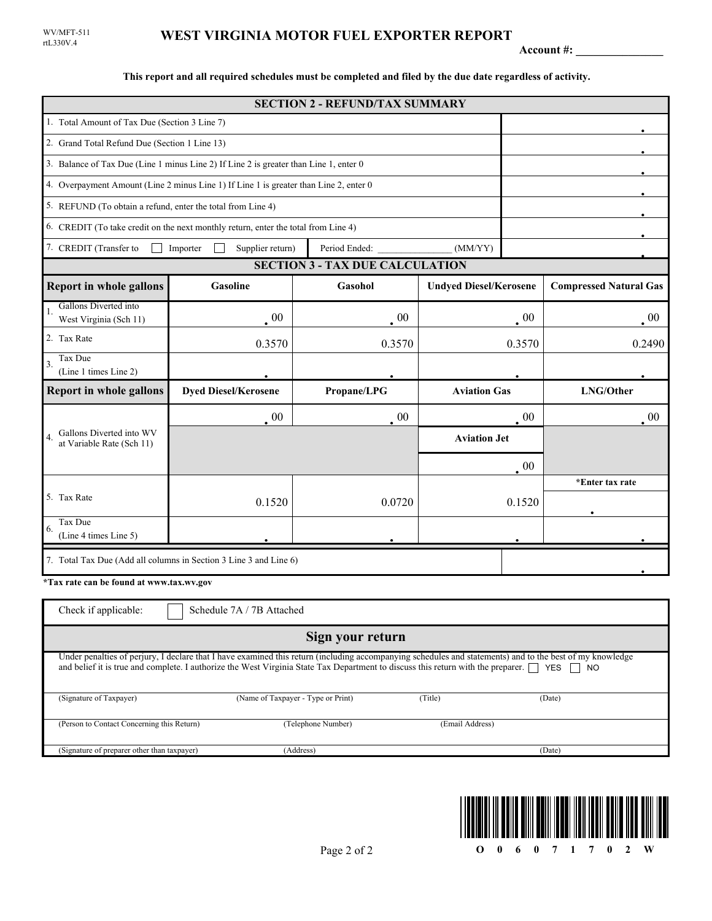WV/MFT-511
rtL330V.4

# WEST VIRGINIA MOTOR FUEL EXPORTER REPORT

**Account #: _______________**

**This report and all required schedules must be completed and filed by the due date regardless of activity.**

## SECTION 2 - REFUND/TAX SUMMARY

| | |
|---|---|
| 1. Total Amount of Tax Due (Section 3 Line 7) | . |
| 2. Grand Total Refund Due (Section 1 Line 13) | . |
| 3. Balance of Tax Due (Line 1 minus Line 2) If Line 2 is greater than Line 1, enter 0 | . |
| 4. Overpayment Amount (Line 2 minus Line 1) If Line 1 is greater than Line 2, enter 0 | . |
| 5. REFUND (To obtain a refund, enter the total from Line 4) | . |
| 6. CREDIT (To take credit on the next monthly return, enter the total from Line 4) | . |
| 7. CREDIT (Transfer to ☐ Importer ☐ Supplier return) Period Ended: _______________ (MM/YY) | . |

## SECTION 3 - TAX DUE CALCULATION

| Report in whole gallons | Gasoline | Gasohol | Undyed Diesel/Kerosene | Compressed Natural Gas |
|---|---|---|---|---|
| 1. Gallons Diverted into West Virginia (Sch 11) | .00 | .00 | .00 | .00 |
| 2. Tax Rate | 0.3570 | 0.3570 | 0.3570 | 0.2490 |
| 3. Tax Due (Line 1 times Line 2) | . | . | . | . |

| Report in whole gallons | Dyed Diesel/Kerosene | Propane/LPG | Aviation Gas | LNG/Other |
|---|---|---|---|---|
| 4. Gallons Diverted into WV at Variable Rate (Sch 11) | .00 | .00 | .00 | .00 |
| | | | Aviation Jet | |
| | | | .00 | |
| 5. Tax Rate | 0.1520 | 0.0720 | 0.1520 | *Enter tax rate . |
| 6. Tax Due (Line 4 times Line 5) | . | . | . | . |

| | |
|---|---|
| 7. Total Tax Due (Add all columns in Section 3 Line 3 and Line 6) | . |

*Tax rate can be found at www.tax.wv.gov

Check if applicable: ☐ Schedule 7A / 7B Attached

## Sign your return

Under penalties of perjury, I declare that I have examined this return (including accompanying schedules and statements) and to the best of my knowledge and belief it is true and complete. I authorize the West Virginia State Tax Department to discuss this return with the preparer. ☐ YES ☐ NO

(Signature of Taxpayer) (Name of Taxpayer - Type or Print) (Title) (Date)

(Person to Contact Concerning this Return) (Telephone Number) (Email Address)

(Signature of preparer other than taxpayer) (Address) (Date)

O 0 6 0 7 1 7 0 2 W